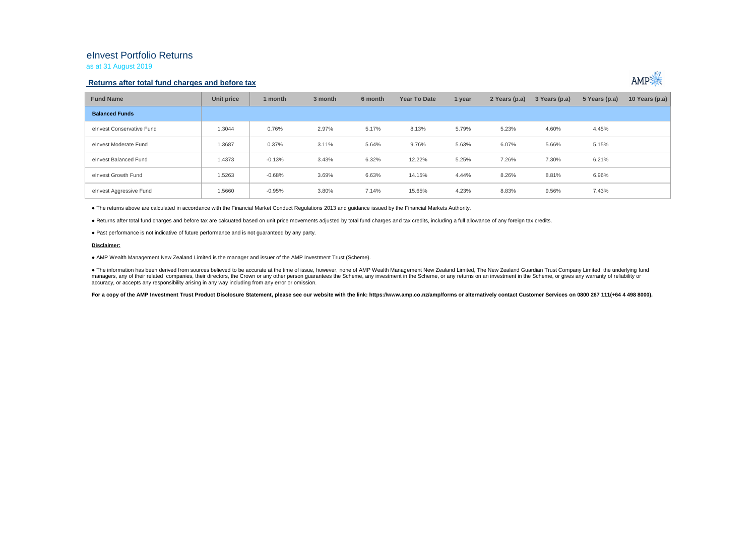# eInvest Portfolio Returns

as at 31 August 2019

## Returns after total fund charges and before tax

| Fund Name | Unit price | 1 month | 3 month | 6 month | Year To Date | 1 year | 2 Years (p.a) | 3 Years (p.a) | 5 Years (p.a) | 10 Years (p.a) |
|---|---|---|---|---|---|---|---|---|---|---|
| **Balanced Funds** | | | | | | | | | | |
| eInvest Conservative Fund | 1.3044 | 0.76% | 2.97% | 5.17% | 8.13% | 5.79% | 5.23% | 4.60% | 4.45% | |
| eInvest Moderate Fund | 1.3687 | 0.37% | 3.11% | 5.64% | 9.76% | 5.63% | 6.07% | 5.66% | 5.15% | |
| eInvest Balanced Fund | 1.4373 | -0.13% | 3.43% | 6.32% | 12.22% | 5.25% | 7.26% | 7.30% | 6.21% | |
| eInvest Growth Fund | 1.5263 | -0.68% | 3.69% | 6.63% | 14.15% | 4.44% | 8.26% | 8.81% | 6.96% | |
| eInvest Aggressive Fund | 1.5660 | -0.95% | 3.80% | 7.14% | 15.65% | 4.23% | 8.83% | 9.56% | 7.43% | |

● The returns above are calculated in accordance with the Financial Market Conduct Regulations 2013 and guidance issued by the Financial Markets Authority.

● Returns after total fund charges and before tax are calcuated based on unit price movements adjusted by total fund charges and tax credits, including a full allowance of any foreign tax credits.

● Past performance is not indicative of future performance and is not guaranteed by any party.

**Disclaimer:**

● AMP Wealth Management New Zealand Limited is the manager and issuer of the AMP Investment Trust (Scheme).

● The information has been derived from sources believed to be accurate at the time of issue, however, none of AMP Wealth Management New Zealand Limited, The New Zealand Guardian Trust Company Limited, the underlying fund managers, any of their related companies, their directors, the Crown or any other person guarantees the Scheme, any investment in the Scheme, or any returns on an investment in the Scheme, or gives any warranty of reliability or accuracy, or accepts any responsibility arising in any way including from any error or omission.

**For a copy of the AMP Investment Trust Product Disclosure Statement, please see our website with the link: https://www.amp.co.nz/amp/forms or alternatively contact Customer Services on 0800 267 111(+64 4 498 8000).**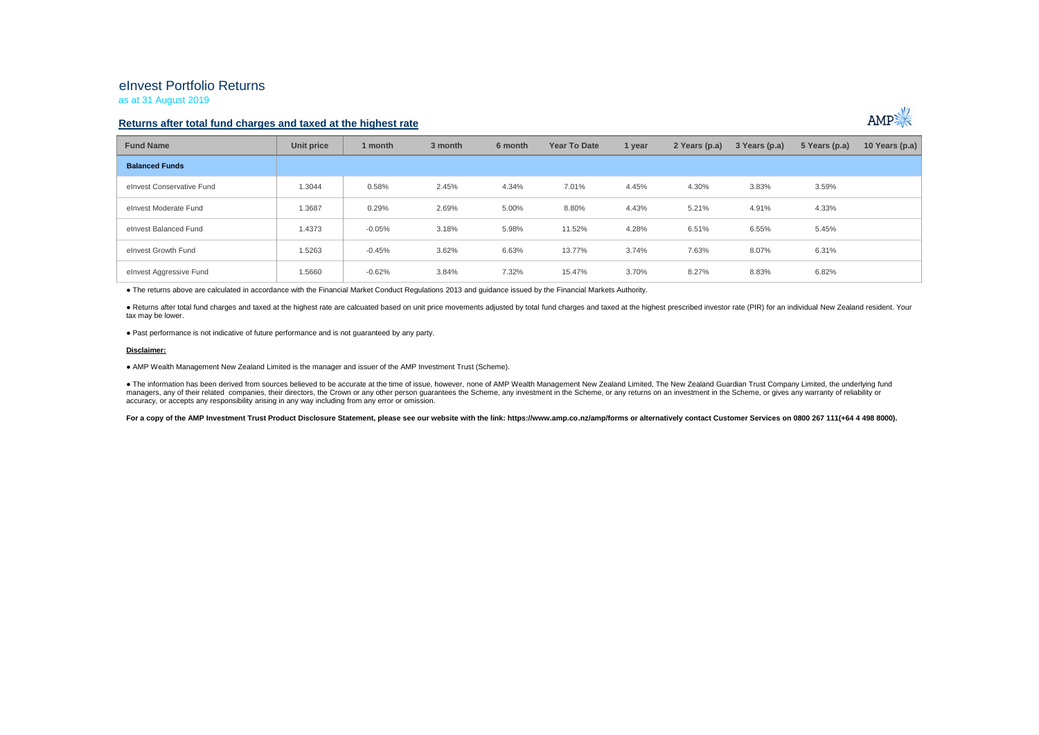# eInvest Portfolio Returns

as at 31 August 2019

## Returns after total fund charges and taxed at the highest rate

| Fund Name | Unit price | 1 month | 3 month | 6 month | Year To Date | 1 year | 2 Years (p.a) | 3 Years (p.a) | 5 Years (p.a) | 10 Years (p.a) |
|---|---|---|---|---|---|---|---|---|---|---|
| **Balanced Funds** | | | | | | | | | | |
| eInvest Conservative Fund | 1.3044 | 0.58% | 2.45% | 4.34% | 7.01% | 4.45% | 4.30% | 3.83% | 3.59% | |
| eInvest Moderate Fund | 1.3687 | 0.29% | 2.69% | 5.00% | 8.80% | 4.43% | 5.21% | 4.91% | 4.33% | |
| eInvest Balanced Fund | 1.4373 | -0.05% | 3.18% | 5.98% | 11.52% | 4.28% | 6.51% | 6.55% | 5.45% | |
| eInvest Growth Fund | 1.5263 | -0.45% | 3.62% | 6.63% | 13.77% | 3.74% | 7.63% | 8.07% | 6.31% | |
| eInvest Aggressive Fund | 1.5660 | -0.62% | 3.84% | 7.32% | 15.47% | 3.70% | 8.27% | 8.83% | 6.82% | |

● The returns above are calculated in accordance with the Financial Market Conduct Regulations 2013 and guidance issued by the Financial Markets Authority.

● Returns after total fund charges and taxed at the highest rate are calcuated based on unit price movements adjusted by total fund charges and taxed at the highest prescribed investor rate (PIR) for an individual New Zealand resident. Your tax may be lower.

● Past performance is not indicative of future performance and is not guaranteed by any party.

**Disclaimer:**

● AMP Wealth Management New Zealand Limited is the manager and issuer of the AMP Investment Trust (Scheme).

● The information has been derived from sources believed to be accurate at the time of issue, however, none of AMP Wealth Management New Zealand Limited, The New Zealand Guardian Trust Company Limited, the underlying fund managers, any of their related companies, their directors, the Crown or any other person guarantees the Scheme, any investment in the Scheme, or any returns on an investment in the Scheme, or gives any warranty of reliability or accuracy, or accepts any responsibility arising in any way including from any error or omission.

**For a copy of the AMP Investment Trust Product Disclosure Statement, please see our website with the link: https://www.amp.co.nz/amp/forms or alternatively contact Customer Services on 0800 267 111(+64 4 498 8000).**